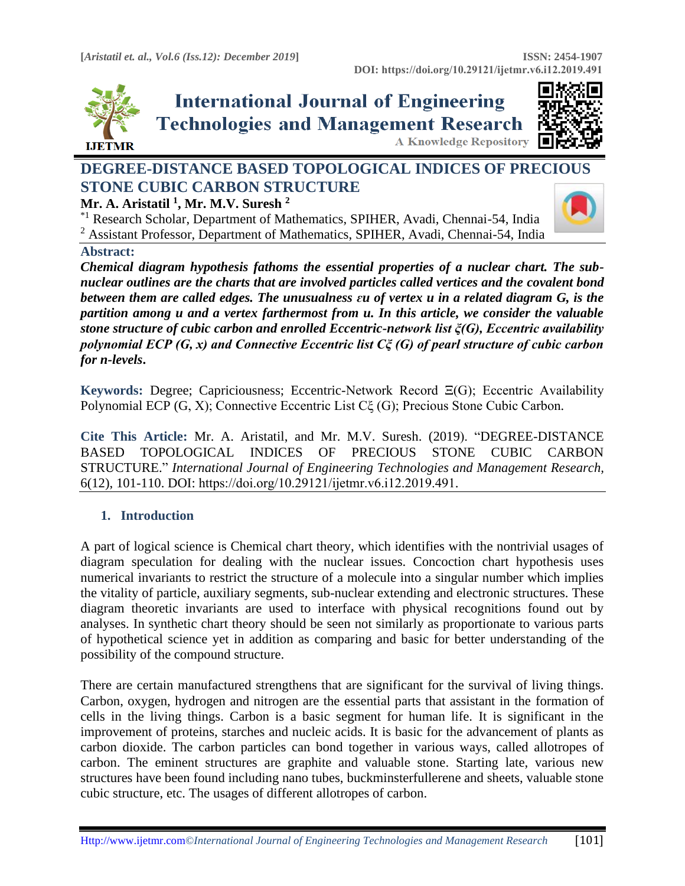# DEGREE-DISTANCE BASED TOPOLOGICAL INDICES OF PRECIOUS STONE CUBIC CARBON STRUCTURE

**Mr. A. Aristatil [1], Mr. M.V. Suresh [2]**

[*1] Research Scholar, Department of Mathematics, SPIHER, Avadi, Chennai-54, India

[2] Assistant Professor, Department of Mathematics, SPIHER, Avadi, Chennai-54, India

**Abstract:**

***Chemical diagram hypothesis fathoms the essential properties of a nuclear chart. The sub-nuclear outlines are the charts that are involved particles called vertices and the covalent bond between them are called edges. The unusualness $\varepsilon u$ of vertex u in a related diagram G, is the partition among u and a vertex farthermost from u. In this article, we consider the valuable stone structure of cubic carbon and enrolled Eccentric-network list $\xi(G)$, Eccentric availability polynomial ECP (G, x) and Connective Eccentric list $C\xi$ (G) of pearl structure of cubic carbon for n-levels.***

**Keywords:** Degree; Capriciousness; Eccentric-Network Record $\Xi(G)$; Eccentric Availability Polynomial ECP (G, X); Connective Eccentric List $C\xi$ (G); Precious Stone Cubic Carbon.

**Cite This Article:** Mr. A. Aristatil, and Mr. M.V. Suresh. (2019). "DEGREE-DISTANCE BASED TOPOLOGICAL INDICES OF PRECIOUS STONE CUBIC CARBON STRUCTURE." *International Journal of Engineering Technologies and Management Research,* 6(12), 101-110. DOI: https://doi.org/10.29121/ijetmr.v6.i12.2019.491.

## 1. Introduction

A part of logical science is Chemical chart theory, which identifies with the nontrivial usages of diagram speculation for dealing with the nuclear issues. Concoction chart hypothesis uses numerical invariants to restrict the structure of a molecule into a singular number which implies the vitality of particle, auxiliary segments, sub-nuclear extending and electronic structures. These diagram theoretic invariants are used to interface with physical recognitions found out by analyses. In synthetic chart theory should be seen not similarly as proportionate to various parts of hypothetical science yet in addition as comparing and basic for better understanding of the possibility of the compound structure.

There are certain manufactured strengthens that are significant for the survival of living things. Carbon, oxygen, hydrogen and nitrogen are the essential parts that assistant in the formation of cells in the living things. Carbon is a basic segment for human life. It is significant in the improvement of proteins, starches and nucleic acids. It is basic for the advancement of plants as carbon dioxide. The carbon particles can bond together in various ways, called allotropes of carbon. The eminent structures are graphite and valuable stone. Starting late, various new structures have been found including nano tubes, buckminsterfullerene and sheets, valuable stone cubic structure, etc. The usages of different allotropes of carbon.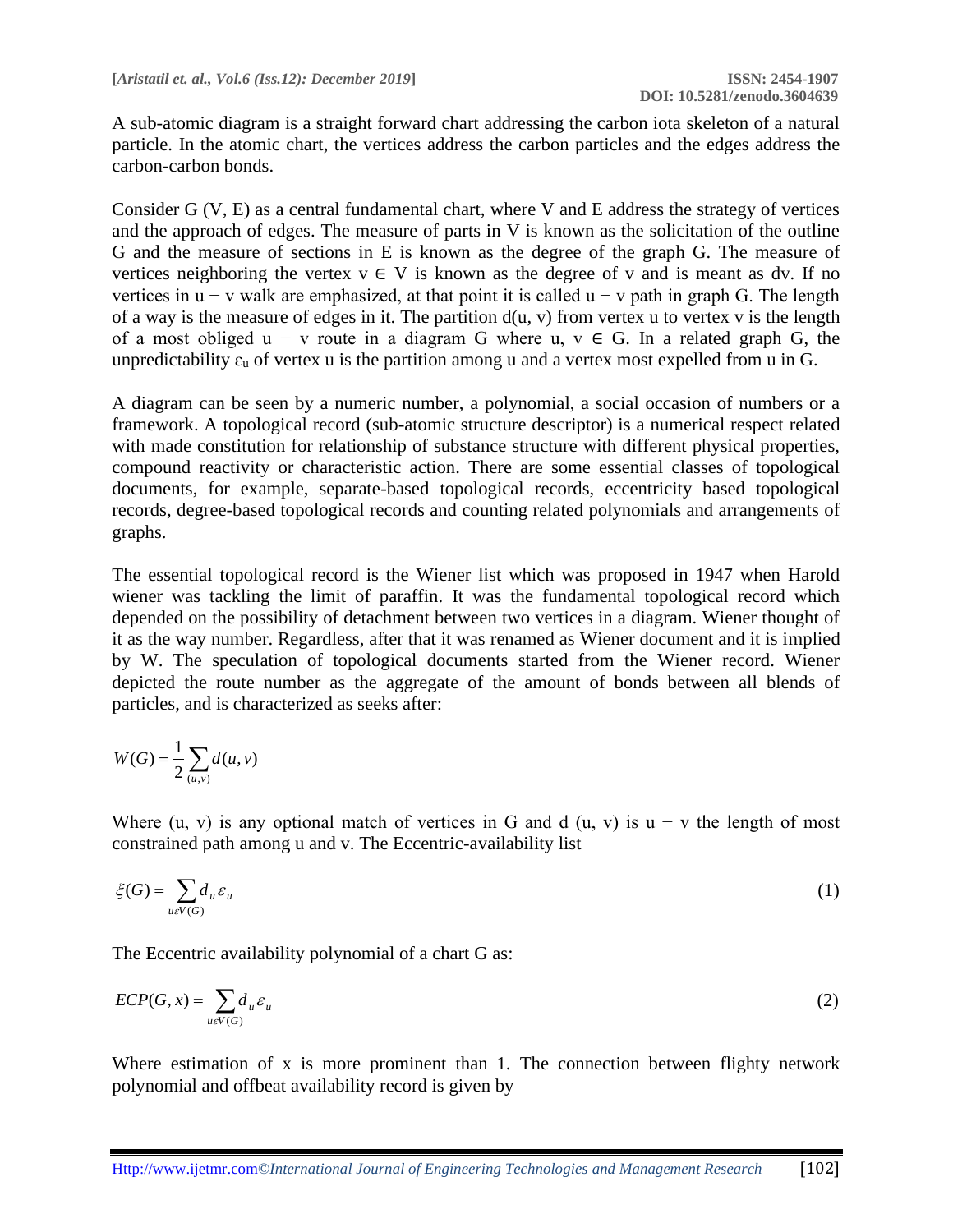A sub-atomic diagram is a straight forward chart addressing the carbon iota skeleton of a natural particle. In the atomic chart, the vertices address the carbon particles and the edges address the carbon-carbon bonds.

Consider G (V, E) as a central fundamental chart, where V and E address the strategy of vertices and the approach of edges. The measure of parts in V is known as the solicitation of the outline G and the measure of sections in E is known as the degree of the graph G. The measure of vertices neighboring the vertex $v \in V$ is known as the degree of v and is meant as dv. If no vertices in $u - v$ walk are emphasized, at that point it is called $u - v$ path in graph G. The length of a way is the measure of edges in it. The partition $d(u, v)$ from vertex u to vertex v is the length of a most obliged $u - v$ route in a diagram G where $u, v \in G$. In a related graph G, the unpredictability $\varepsilon_u$ of vertex u is the partition among u and a vertex most expelled from u in G.

A diagram can be seen by a numeric number, a polynomial, a social occasion of numbers or a framework. A topological record (sub-atomic structure descriptor) is a numerical respect related with made constitution for relationship of substance structure with different physical properties, compound reactivity or characteristic action. There are some essential classes of topological documents, for example, separate-based topological records, eccentricity based topological records, degree-based topological records and counting related polynomials and arrangements of graphs.

The essential topological record is the Wiener list which was proposed in 1947 when Harold wiener was tackling the limit of paraffin. It was the fundamental topological record which depended on the possibility of detachment between two vertices in a diagram. Wiener thought of it as the way number. Regardless, after that it was renamed as Wiener document and it is implied by W. The speculation of topological documents started from the Wiener record. Wiener depicted the route number as the aggregate of the amount of bonds between all blends of particles, and is characterized as seeks after:

$$W(G) = \frac{1}{2}\sum_{(u,v)} d(u,v)$$

Where (u, v) is any optional match of vertices in G and d (u, v) is $u - v$ the length of most constrained path among u and v. The Eccentric-availability list

$$\xi(G) = \sum_{u \varepsilon V(G)} d_u \varepsilon_u \tag{1}$$

The Eccentric availability polynomial of a chart G as:

$$ECP(G, x) = \sum_{u \varepsilon V(G)} d_u \varepsilon_u \tag{2}$$

Where estimation of x is more prominent than 1. The connection between flighty network polynomial and offbeat availability record is given by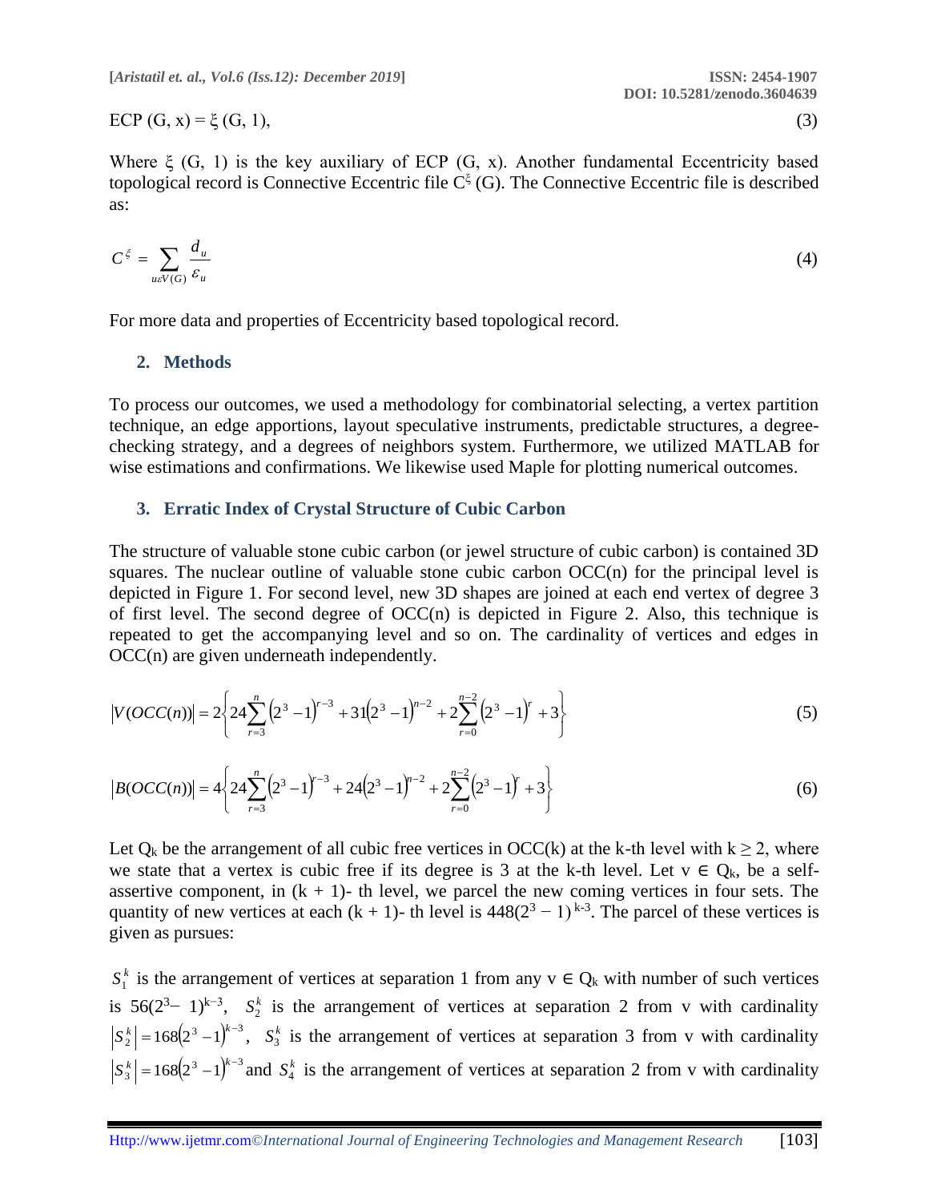$$\text{ECP}(G, x) = \xi(G, 1), \tag{3}$$

Where ξ (G, 1) is the key auxiliary of ECP (G, x). Another fundamental Eccentricity based topological record is Connective Eccentric file $C^{\xi}$ (G). The Connective Eccentric file is described as:

$$C^{\xi} = \sum_{u \varepsilon V(G)} \frac{d_u}{\varepsilon_u} \tag{4}$$

For more data and properties of Eccentricity based topological record.

## 2. Methods

To process our outcomes, we used a methodology for combinatorial selecting, a vertex partition technique, an edge apportions, layout speculative instruments, predictable structures, a degree-checking strategy, and a degrees of neighbors system. Furthermore, we utilized MATLAB for wise estimations and confirmations. We likewise used Maple for plotting numerical outcomes.

## 3. Erratic Index of Crystal Structure of Cubic Carbon

The structure of valuable stone cubic carbon (or jewel structure of cubic carbon) is contained 3D squares. The nuclear outline of valuable stone cubic carbon OCC(n) for the principal level is depicted in Figure 1. For second level, new 3D shapes are joined at each end vertex of degree 3 of first level. The second degree of OCC(n) is depicted in Figure 2. Also, this technique is repeated to get the accompanying level and so on. The cardinality of vertices and edges in OCC(n) are given underneath independently.

$$|V(OCC(n))| = 2\left\{24\sum_{r=3}^{n}\left(2^3-1\right)^{r-3} + 31\left(2^3-1\right)^{n-2} + 2\sum_{r=0}^{n-2}\left(2^3-1\right)^{r} + 3\right\} \tag{5}$$

$$|B(OCC(n))| = 4\left\{24\sum_{r=3}^{n}\left(2^3-1\right)^{r-3} + 24\left(2^3-1\right)^{n-2} + 2\sum_{r=0}^{n-2}\left(2^3-1\right)^{r} + 3\right\} \tag{6}$$

Let $Q_k$ be the arrangement of all cubic free vertices in OCC(k) at the k-th level with $k \geq 2$, where we state that a vertex is cubic free if its degree is 3 at the k-th level. Let $v \in Q_k$, be a self-assertive component, in (k + 1)- th level, we parcel the new coming vertices in four sets. The quantity of new vertices at each (k + 1)- th level is $448(2^3 - 1)^{k-3}$. The parcel of these vertices is given as pursues:

$S_1^k$ is the arrangement of vertices at separation 1 from any $v \in Q_k$ with number of such vertices is $56(2^3 - 1)^{k-3}$, $S_2^k$ is the arrangement of vertices at separation 2 from v with cardinality $\left|S_2^k\right| = 168\left(2^3-1\right)^{k-3}$, $S_3^k$ is the arrangement of vertices at separation 3 from v with cardinality $\left|S_3^k\right| = 168\left(2^3-1\right)^{k-3}$ and $S_4^k$ is the arrangement of vertices at separation 2 from v with cardinality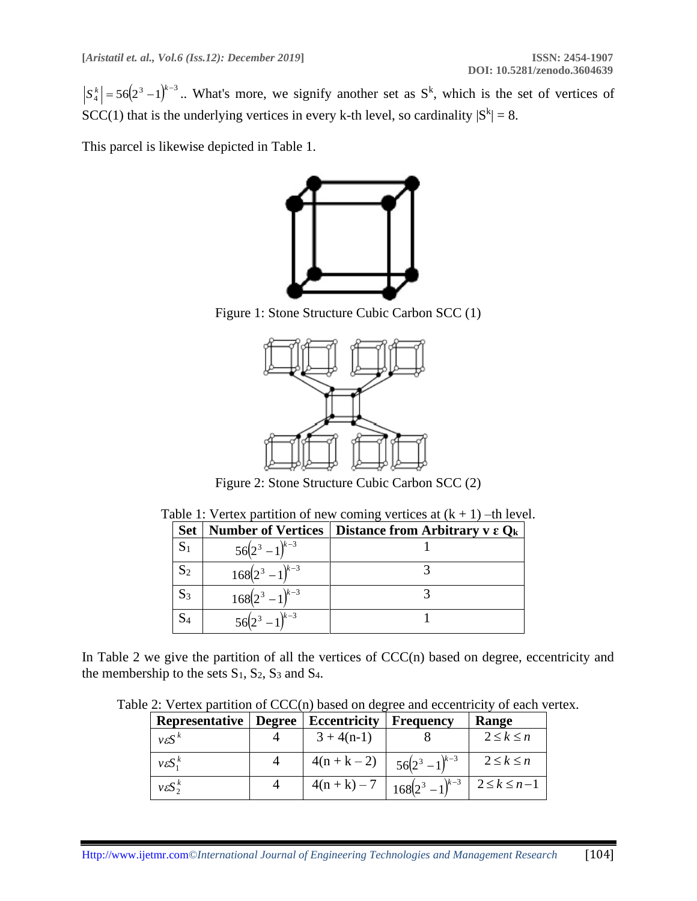$\left|S_4^k\right| = 56\left(2^3 - 1\right)^{k-3}$.. What's more, we signify another set as $S^k$, which is the set of vertices of SCC(1) that is the underlying vertices in every k-th level, so cardinality $|S^k| = 8$.

This parcel is likewise depicted in Table 1.

Figure 1: Stone Structure Cubic Carbon SCC (1)

Figure 2: Stone Structure Cubic Carbon SCC (2)

Table 1: Vertex partition of new coming vertices at (k + 1) –th level.

| Set | Number of Vertices | Distance from Arbitrary v ε $Q_k$ |
|---|---|---|
| $S_1$ | $56\left(2^3 - 1\right)^{k-3}$ | 1 |
| $S_2$ | $168\left(2^3 - 1\right)^{k-3}$ | 3 |
| $S_3$ | $168\left(2^3 - 1\right)^{k-3}$ | 3 |
| $S_4$ | $56\left(2^3 - 1\right)^{k-3}$ | 1 |

In Table 2 we give the partition of all the vertices of CCC(n) based on degree, eccentricity and the membership to the sets $S_1$, $S_2$, $S_3$ and $S_4$.

Table 2: Vertex partition of CCC(n) based on degree and eccentricity of each vertex.

| Representative | Degree | Eccentricity | Frequency | Range |
|---|---|---|---|---|
| $v\varepsilon S^k$ | 4 | 3 + 4(n-1) | 8 | $2 \le k \le n$ |
| $v\varepsilon S_1^k$ | 4 | 4(n + k – 2) | $56\left(2^3 - 1\right)^{k-3}$ | $2 \le k \le n$ |
| $v\varepsilon S_2^k$ | 4 | 4(n + k) – 7 | $168\left(2^3 - 1\right)^{k-3}$ | $2 \le k \le n-1$ |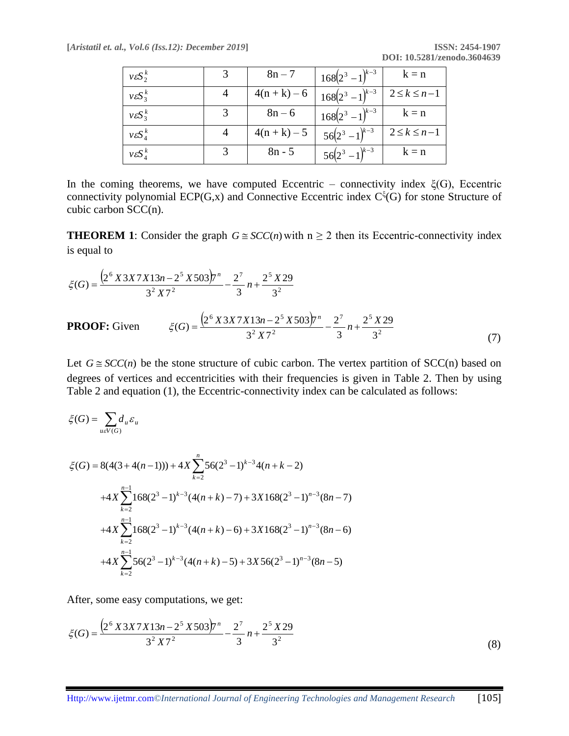| $v\varepsilon S_2^k$ | 3 | 8n – 7 | $168(2^3-1)^{k-3}$ | k = n |
|---|---|---|---|---|
| $v\varepsilon S_3^k$ | 4 | 4(n + k) – 6 | $168(2^3-1)^{k-3}$ | $2 \le k \le n-1$ |
| $v\varepsilon S_3^k$ | 3 | 8n – 6 | $168(2^3-1)^{k-3}$ | k = n |
| $v\varepsilon S_4^k$ | 4 | 4(n + k) – 5 | $56(2^3-1)^{k-3}$ | $2 \le k \le n-1$ |
| $v\varepsilon S_4^k$ | 3 | 8n - 5 | $56(2^3-1)^{k-3}$ | k = n |

In the coming theorems, we have computed Eccentric – connectivity index ξ(G), Eccentric connectivity polynomial ECP(G,x) and Connective Eccentric index $C^{\xi}(G)$ for stone Structure of cubic carbon SCC(n).

**THEOREM 1**: Consider the graph $G \cong SCC(n)$ with n ≥ 2 then its Eccentric-connectivity index is equal to

$$\xi(G) = \frac{\left(2^6 X 3 X 7 X 13n - 2^5 X 503\right)7^n}{3^2 X 7^2} - \frac{2^7}{3}n + \frac{2^5 X 29}{3^2}$$

**PROOF:** Given

$$\xi(G) = \frac{\left(2^6 X 3 X 7 X 13n - 2^5 X 503\right)7^n}{3^2 X 7^2} - \frac{2^7}{3}n + \frac{2^5 X 29}{3^2} \tag{7}$$

Let $G \cong SCC(n)$ be the stone structure of cubic carbon. The vertex partition of SCC(n) based on degrees of vertices and eccentricities with their frequencies is given in Table 2. Then by using Table 2 and equation (1), the Eccentric-connectivity index can be calculated as follows:

$$\xi(G) = \sum_{u \varepsilon V(G)} d_u \varepsilon_u$$

$$\begin{aligned}
\xi(G) &= 8(4(3+4(n-1))) + 4X\sum_{k=2}^{n} 56(2^3-1)^{k-3} 4(n+k-2) \\
&+ 4X\sum_{k=2}^{n-1} 168(2^3-1)^{k-3}(4(n+k)-7) + 3X168(2^3-1)^{n-3}(8n-7) \\
&+ 4X\sum_{k=2}^{n-1} 168(2^3-1)^{k-3}(4(n+k)-6) + 3X168(2^3-1)^{n-3}(8n-6) \\
&+ 4X\sum_{k=2}^{n-1} 56(2^3-1)^{k-3}(4(n+k)-5) + 3X56(2^3-1)^{n-3}(8n-5)
\end{aligned}$$

After, some easy computations, we get:

$$\xi(G) = \frac{\left(2^6 X 3 X 7 X 13n - 2^5 X 503\right)7^n}{3^2 X 7^2} - \frac{2^7}{3}n + \frac{2^5 X 29}{3^2} \tag{8}$$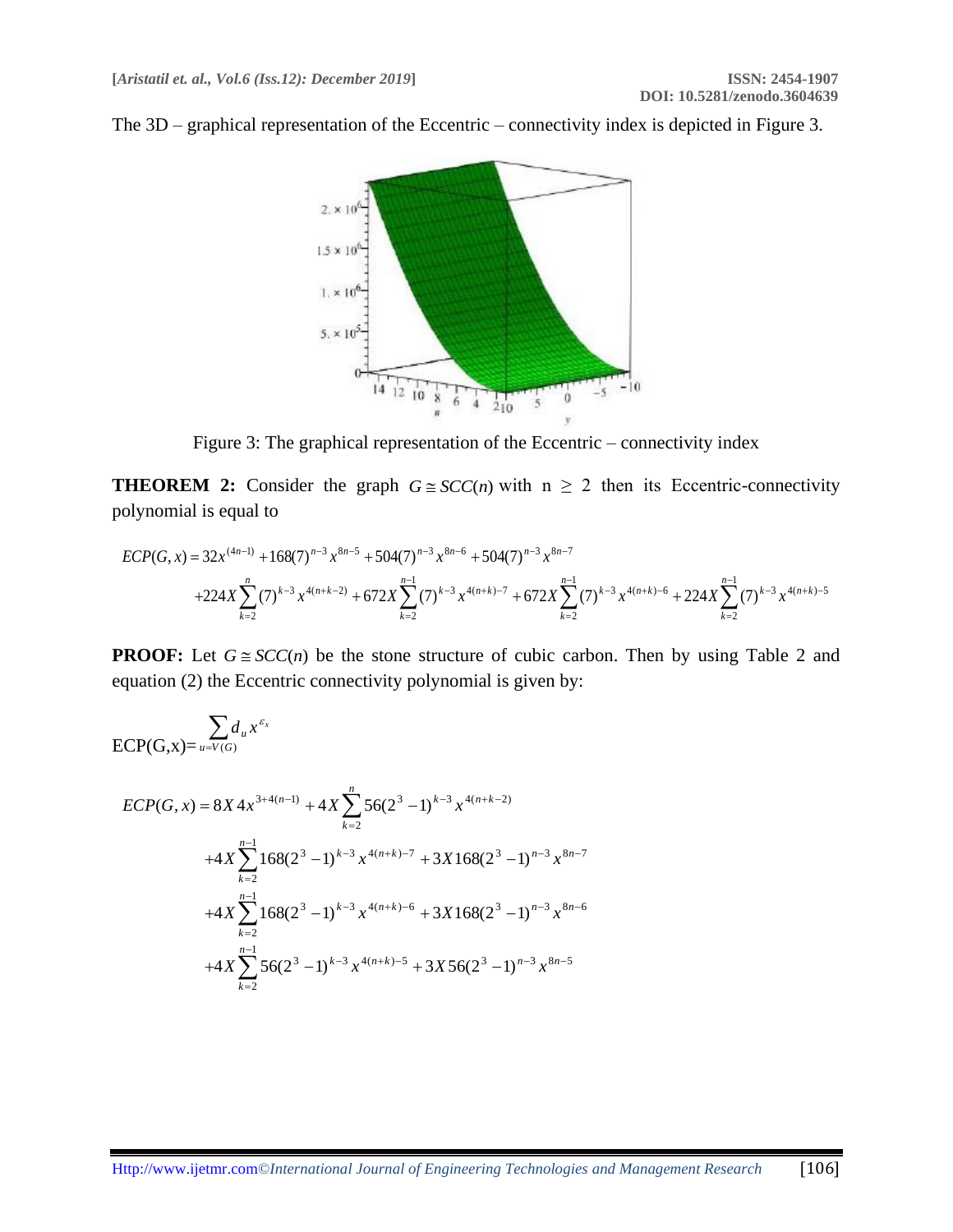The 3D – graphical representation of the Eccentric – connectivity index is depicted in Figure 3.

Figure 3: The graphical representation of the Eccentric – connectivity index

**THEOREM 2:** Consider the graph $G \cong SCC(n)$ with n ≥ 2 then its Eccentric-connectivity polynomial is equal to

$$ECP(G,x) = 32x^{(4n-1)} + 168(7)^{n-3}x^{8n-5} + 504(7)^{n-3}x^{8n-6} + 504(7)^{n-3}x^{8n-7}$$
$$+224X\sum_{k=2}^{n}(7)^{k-3}x^{4(n+k-2)} + 672X\sum_{k=2}^{n-1}(7)^{k-3}x^{4(n+k)-7} + 672X\sum_{k=2}^{n-1}(7)^{k-3}x^{4(n+k)-6} + 224X\sum_{k=2}^{n-1}(7)^{k-3}x^{4(n+k)-5}$$

**PROOF:** Let $G \cong SCC(n)$ be the stone structure of cubic carbon. Then by using Table 2 and equation (2) the Eccentric connectivity polynomial is given by:

$$\text{ECP(G,x)} = \sum_{u=V(G)} d_u x^{\varepsilon_x}$$

$$ECP(G,x) = 8X\,4x^{3+4(n-1)} + 4X\sum_{k=2}^{n}56(2^3-1)^{k-3}x^{4(n+k-2)}$$
$$+4X\sum_{k=2}^{n-1}168(2^3-1)^{k-3}x^{4(n+k)-7} + 3X168(2^3-1)^{n-3}x^{8n-7}$$
$$+4X\sum_{k=2}^{n-1}168(2^3-1)^{k-3}x^{4(n+k)-6} + 3X168(2^3-1)^{n-3}x^{8n-6}$$
$$+4X\sum_{k=2}^{n-1}56(2^3-1)^{k-3}x^{4(n+k)-5} + 3X\,56(2^3-1)^{n-3}x^{8n-5}$$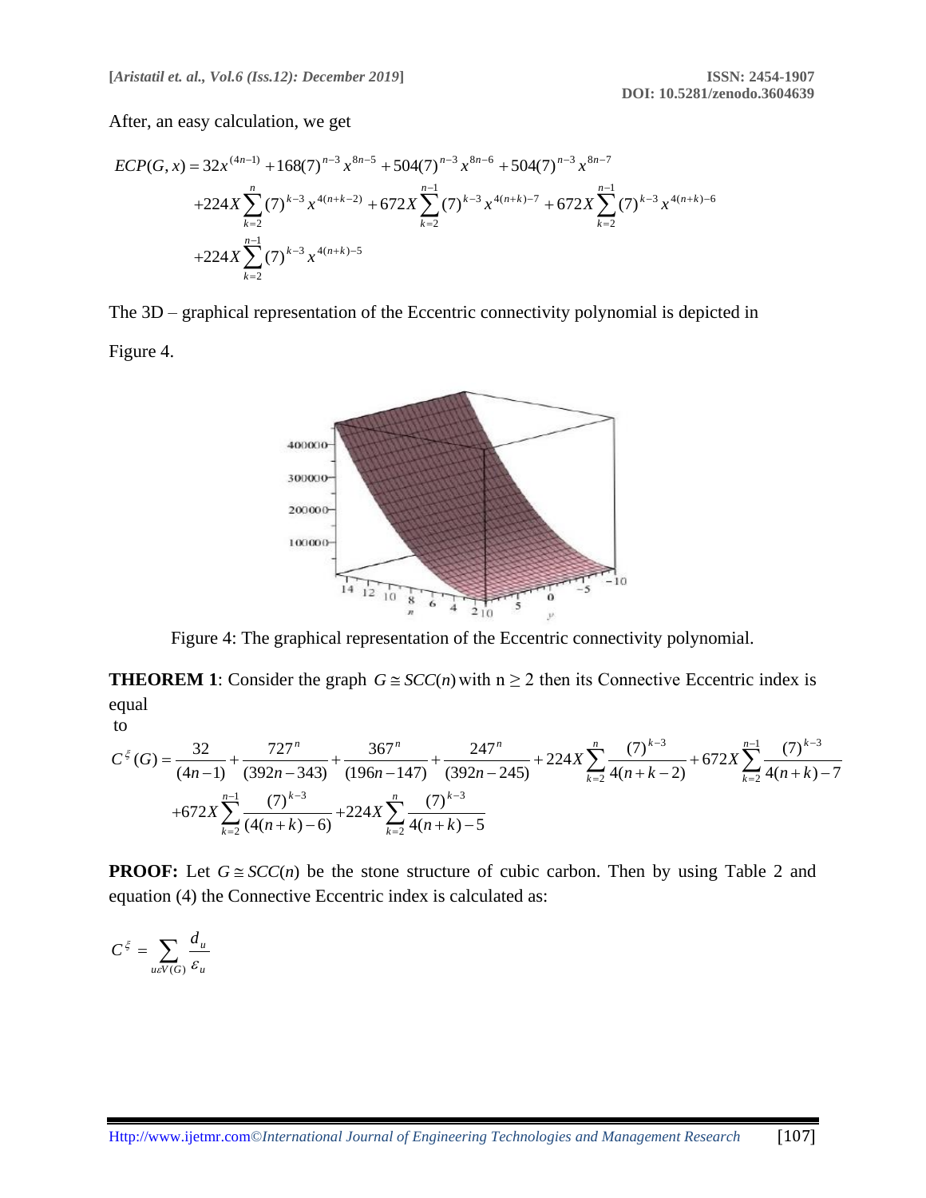After, an easy calculation, we get

$$
\begin{aligned}
ECP(G,x) &= 32x^{(4n-1)} + 168(7)^{n-3}x^{8n-5} + 504(7)^{n-3}x^{8n-6} + 504(7)^{n-3}x^{8n-7} \\
&\quad + 224X\sum_{k=2}^{n}(7)^{k-3}x^{4(n+k-2)} + 672X\sum_{k=2}^{n-1}(7)^{k-3}x^{4(n+k)-7} + 672X\sum_{k=2}^{n-1}(7)^{k-3}x^{4(n+k)-6} \\
&\quad + 224X\sum_{k=2}^{n-1}(7)^{k-3}x^{4(n+k)-5}
\end{aligned}
$$

The 3D – graphical representation of the Eccentric connectivity polynomial is depicted in Figure 4.

Figure 4: The graphical representation of the Eccentric connectivity polynomial.

**THEOREM 1**: Consider the graph $G \cong SCC(n)$ with n ≥ 2 then its Connective Eccentric index is equal to

$$
\begin{aligned}
C^{\xi}(G) &= \frac{32}{(4n-1)} + \frac{727^{n}}{(392n-343)} + \frac{367^{n}}{(196n-147)} + \frac{247^{n}}{(392n-245)} + 224X\sum_{k=2}^{n}\frac{(7)^{k-3}}{4(n+k-2)} + 672X\sum_{k=2}^{n-1}\frac{(7)^{k-3}}{4(n+k)-7} \\
&\quad + 672X\sum_{k=2}^{n-1}\frac{(7)^{k-3}}{(4(n+k)-6)} + 224X\sum_{k=2}^{n}\frac{(7)^{k-3}}{4(n+k)-5}
\end{aligned}
$$

**PROOF:** Let $G \cong SCC(n)$ be the stone structure of cubic carbon. Then by using Table 2 and equation (4) the Connective Eccentric index is calculated as:

$$
C^{\xi} = \sum_{u \varepsilon V(G)} \frac{d_u}{\varepsilon_u}
$$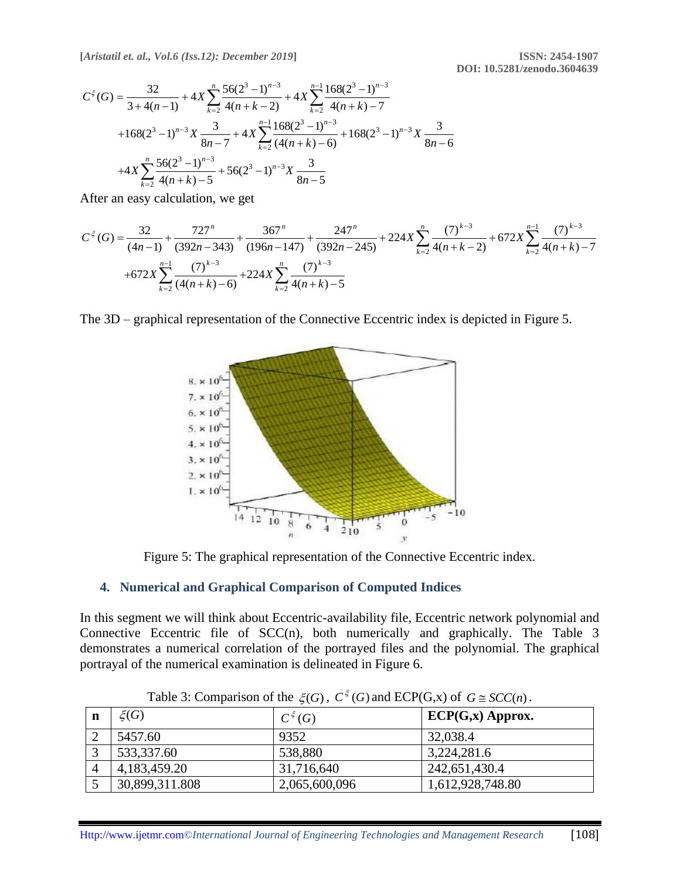$$C^{\xi}(G) = \frac{32}{3+4(n-1)} + 4X\sum_{k=2}^{n}\frac{56(2^3-1)^{n-3}}{4(n+k-2)} + 4X\sum_{k=2}^{n-1}\frac{168(2^3-1)^{n-3}}{4(n+k)-7}$$

$$+168(2^3-1)^{n-3}X\frac{3}{8n-7} + 4X\sum_{k=2}^{n-1}\frac{168(2^3-1)^{n-3}}{(4(n+k)-6)} + 168(2^3-1)^{n-3}X\frac{3}{8n-6}$$

$$+4X\sum_{k=2}^{n}\frac{56(2^3-1)^{n-3}}{4(n+k)-5} + 56(2^3-1)^{n-3}X\frac{3}{8n-5}$$

After an easy calculation, we get

$$C^{\xi}(G) = \frac{32}{(4n-1)} + \frac{727^n}{(392n-343)} + \frac{367^n}{(196n-147)} + \frac{247^n}{(392n-245)} + 224X\sum_{k=2}^{n}\frac{(7)^{k-3}}{4(n+k-2)} + 672X\sum_{k=2}^{n-1}\frac{(7)^{k-3}}{4(n+k)-7}$$

$$+672X\sum_{k=2}^{n-1}\frac{(7)^{k-3}}{(4(n+k)-6)} + 224X\sum_{k=2}^{n}\frac{(7)^{k-3}}{4(n+k)-5}$$

The 3D – graphical representation of the Connective Eccentric index is depicted in Figure 5.

Figure 5: The graphical representation of the Connective Eccentric index.

## 4. Numerical and Graphical Comparison of Computed Indices

In this segment we will think about Eccentric-availability file, Eccentric network polynomial and Connective Eccentric file of SCC(n), both numerically and graphically. The Table 3 demonstrates a numerical correlation of the portrayed files and the polynomial. The graphical portrayal of the numerical examination is delineated in Figure 6.

Table 3: Comparison of the $\xi(G)$, $C^{\xi}(G)$ and ECP(G,x) of $G \cong SCC(n)$.

| n | $\xi(G)$ | $C^{\xi}(G)$ | **ECP(G,x) Approx.** |
|---|---|---|---|
| 2 | 5457.60 | 9352 | 32,038.4 |
| 3 | 533,337.60 | 538,880 | 3,224,281.6 |
| 4 | 4,183,459.20 | 31,716,640 | 242,651,430.4 |
| 5 | 30,899,311.808 | 2,065,600,096 | 1,612,928,748.80 |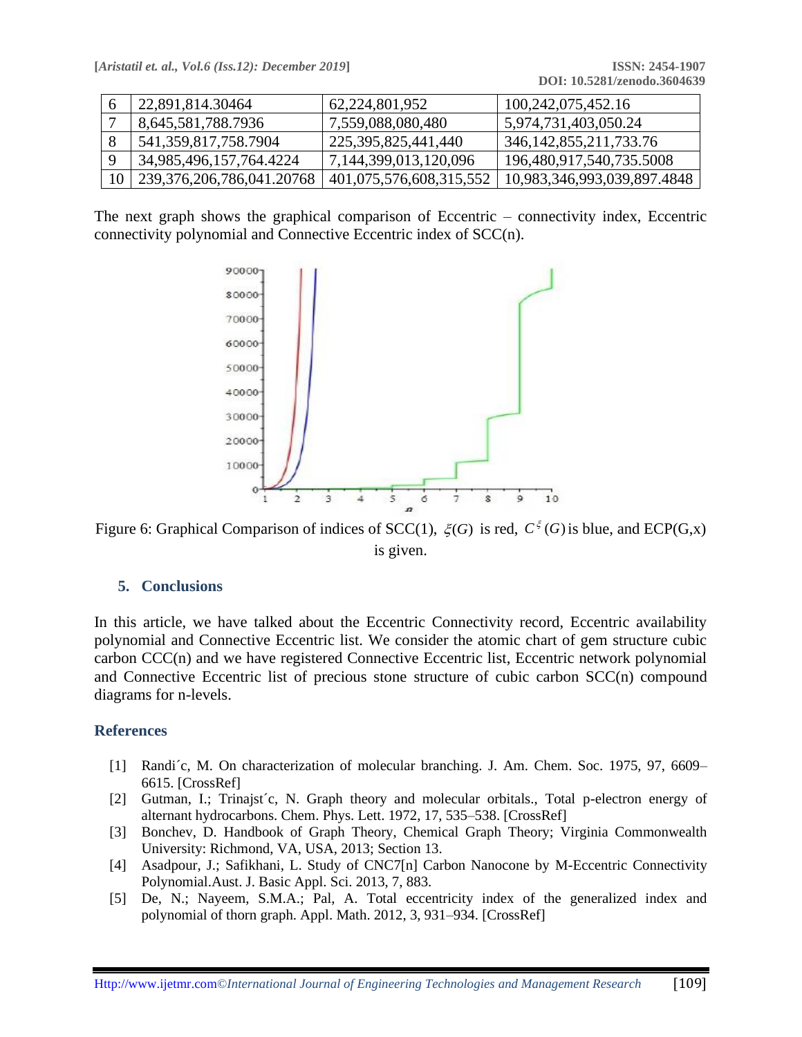| 6 | 22,891,814.30464 | 62,224,801,952 | 100,242,075,452.16 |
|---|---|---|---|
| 7 | 8,645,581,788.7936 | 7,559,088,080,480 | 5,974,731,403,050.24 |
| 8 | 541,359,817,758.7904 | 225,395,825,441,440 | 346,142,855,211,733.76 |
| 9 | 34,985,496,157,764.4224 | 7,144,399,013,120,096 | 196,480,917,540,735.5008 |
| 10 | 239,376,206,786,041.20768 | 401,075,576,608,315,552 | 10,983,346,993,039,897.4848 |

The next graph shows the graphical comparison of Eccentric – connectivity index, Eccentric connectivity polynomial and Connective Eccentric index of SCC(n).

Figure 6: Graphical Comparison of indices of SCC(1), $\xi(G)$ is red, $C^{\xi}(G)$ is blue, and ECP(G,x) is given.

## 5. Conclusions

In this article, we have talked about the Eccentric Connectivity record, Eccentric availability polynomial and Connective Eccentric list. We consider the atomic chart of gem structure cubic carbon CCC(n) and we have registered Connective Eccentric list, Eccentric network polynomial and Connective Eccentric list of precious stone structure of cubic carbon SCC(n) compound diagrams for n-levels.

## References

[1] Randi´c, M. On characterization of molecular branching. J. Am. Chem. Soc. 1975, 97, 6609–6615. [CrossRef]

[2] Gutman, I.; Trinajst´c, N. Graph theory and molecular orbitals., Total p-electron energy of alternant hydrocarbons. Chem. Phys. Lett. 1972, 17, 535–538. [CrossRef]

[3] Bonchev, D. Handbook of Graph Theory, Chemical Graph Theory; Virginia Commonwealth University: Richmond, VA, USA, 2013; Section 13.

[4] Asadpour, J.; Safikhani, L. Study of CNC7[n] Carbon Nanocone by M-Eccentric Connectivity Polynomial.Aust. J. Basic Appl. Sci. 2013, 7, 883.

[5] De, N.; Nayeem, S.M.A.; Pal, A. Total eccentricity index of the generalized index and polynomial of thorn graph. Appl. Math. 2012, 3, 931–934. [CrossRef]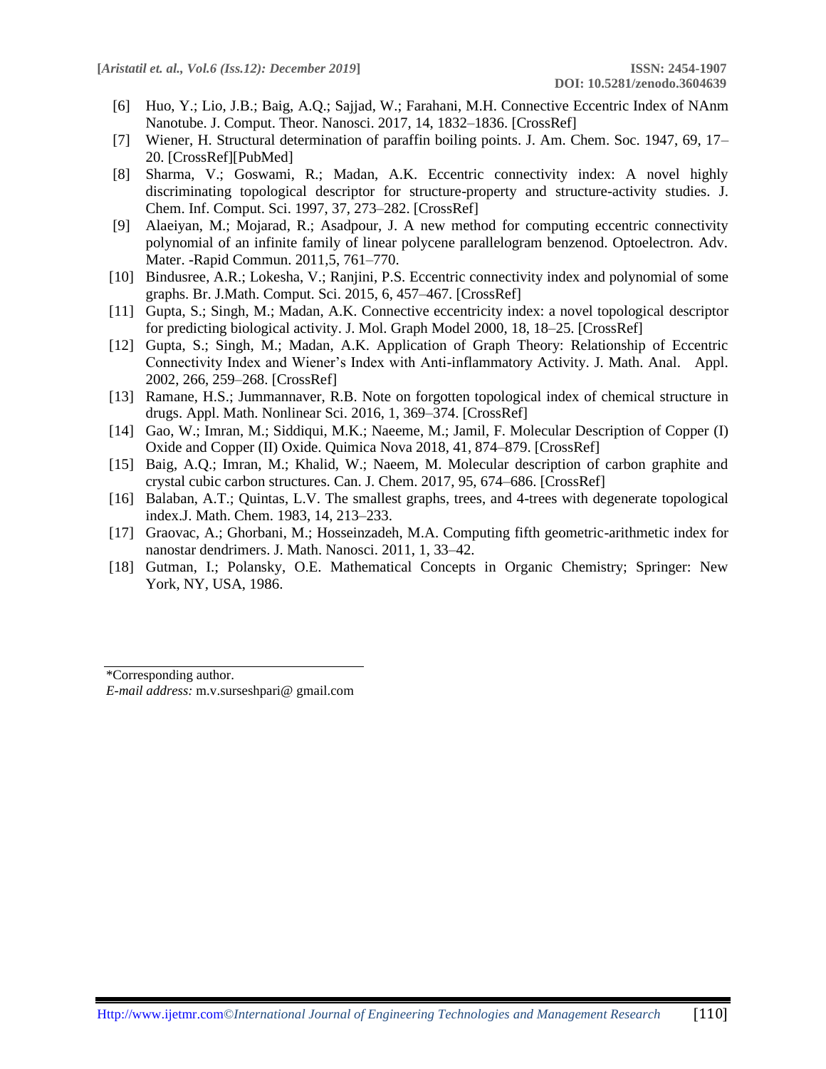[6] Huo, Y.; Lio, J.B.; Baig, A.Q.; Sajjad, W.; Farahani, M.H. Connective Eccentric Index of NAnm Nanotube. J. Comput. Theor. Nanosci. 2017, 14, 1832–1836. [CrossRef]

[7] Wiener, H. Structural determination of paraffin boiling points. J. Am. Chem. Soc. 1947, 69, 17–20. [CrossRef][PubMed]

[8] Sharma, V.; Goswami, R.; Madan, A.K. Eccentric connectivity index: A novel highly discriminating topological descriptor for structure-property and structure-activity studies. J. Chem. Inf. Comput. Sci. 1997, 37, 273–282. [CrossRef]

[9] Alaeiyan, M.; Mojarad, R.; Asadpour, J. A new method for computing eccentric connectivity polynomial of an infinite family of linear polycene parallelogram benzenod. Optoelectron. Adv. Mater. -Rapid Commun. 2011,5, 761–770.

[10] Bindusree, A.R.; Lokesha, V.; Ranjini, P.S. Eccentric connectivity index and polynomial of some graphs. Br. J.Math. Comput. Sci. 2015, 6, 457–467. [CrossRef]

[11] Gupta, S.; Singh, M.; Madan, A.K. Connective eccentricity index: a novel topological descriptor for predicting biological activity. J. Mol. Graph Model 2000, 18, 18–25. [CrossRef]

[12] Gupta, S.; Singh, M.; Madan, A.K. Application of Graph Theory: Relationship of Eccentric Connectivity Index and Wiener's Index with Anti-inflammatory Activity. J. Math. Anal. Appl. 2002, 266, 259–268. [CrossRef]

[13] Ramane, H.S.; Jummannaver, R.B. Note on forgotten topological index of chemical structure in drugs. Appl. Math. Nonlinear Sci. 2016, 1, 369–374. [CrossRef]

[14] Gao, W.; Imran, M.; Siddiqui, M.K.; Naeeme, M.; Jamil, F. Molecular Description of Copper (I) Oxide and Copper (II) Oxide. Quimica Nova 2018, 41, 874–879. [CrossRef]

[15] Baig, A.Q.; Imran, M.; Khalid, W.; Naeem, M. Molecular description of carbon graphite and crystal cubic carbon structures. Can. J. Chem. 2017, 95, 674–686. [CrossRef]

[16] Balaban, A.T.; Quintas, L.V. The smallest graphs, trees, and 4-trees with degenerate topological index.J. Math. Chem. 1983, 14, 213–233.

[17] Graovac, A.; Ghorbani, M.; Hosseinzadeh, M.A. Computing fifth geometric-arithmetic index for nanostar dendrimers. J. Math. Nanosci. 2011, 1, 33–42.

[18] Gutman, I.; Polansky, O.E. Mathematical Concepts in Organic Chemistry; Springer: New York, NY, USA, 1986.

---

*Corresponding author.

*E-mail address:* m.v.surseshpari@ gmail.com